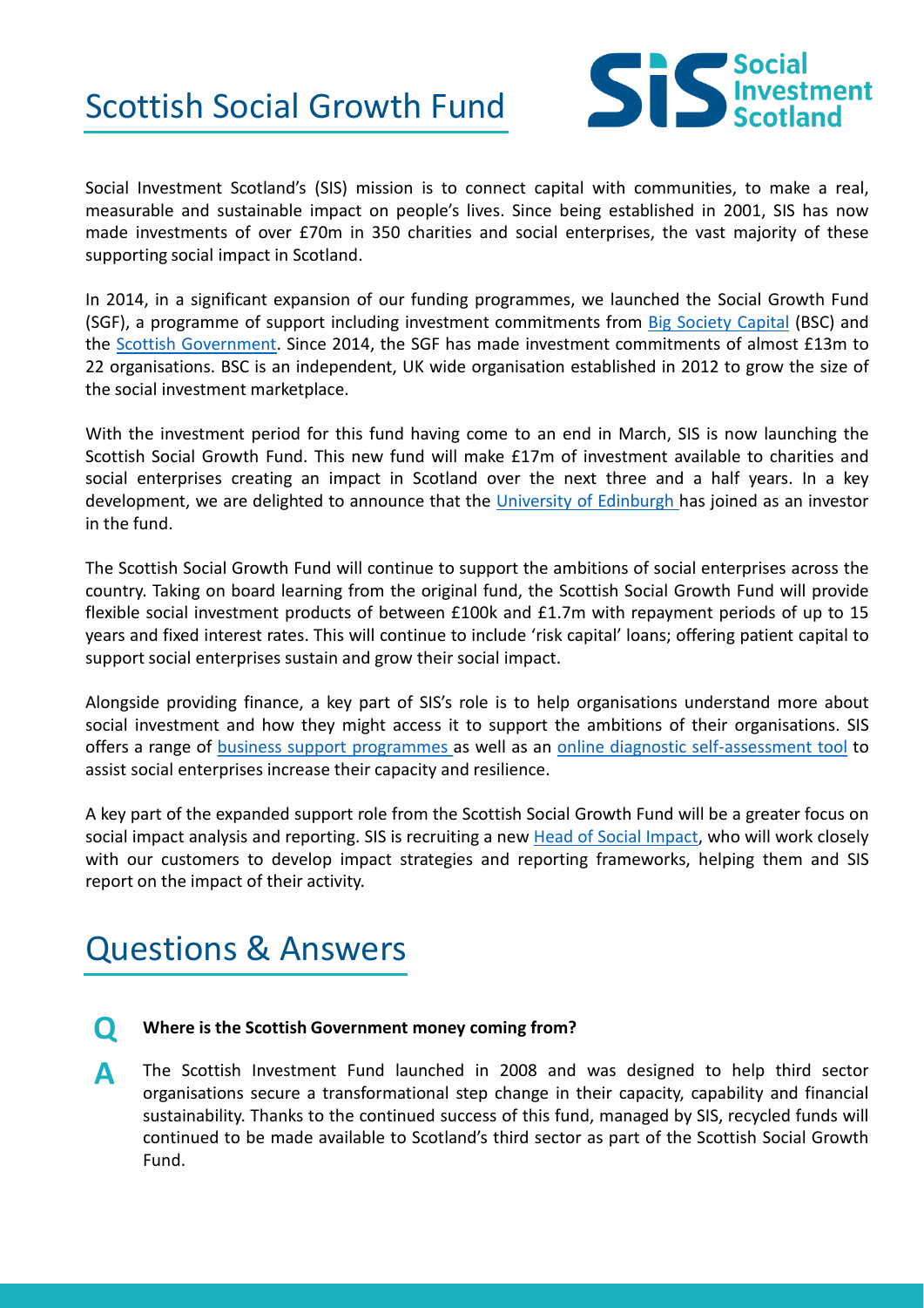# Scottish Social Growth Fund

Social Investment Scotland

Social Investment Scotland's (SIS) mission is to connect capital with communities, to make a real, measurable and sustainable impact on people's lives. Since being established in 2001, SIS has now made investments of over £70m in 350 charities and social enterprises, the vast majority of these supporting social impact in Scotland.

In 2014, in a significant expansion of our funding programmes, we launched the Social Growth Fund (SGF), a programme of support including investment commitments from Big Society Capital (BSC) and the Scottish Government. Since 2014, the SGF has made investment commitments of almost £13m to 22 organisations. BSC is an independent, UK wide organisation established in 2012 to grow the size of the social investment marketplace.

With the investment period for this fund having come to an end in March, SIS is now launching the Scottish Social Growth Fund. This new fund will make £17m of investment available to charities and social enterprises creating an impact in Scotland over the next three and a half years. In a key development, we are delighted to announce that the University of Edinburgh has joined as an investor in the fund.

The Scottish Social Growth Fund will continue to support the ambitions of social enterprises across the country. Taking on board learning from the original fund, the Scottish Social Growth Fund will provide flexible social investment products of between £100k and £1.7m with repayment periods of up to 15 years and fixed interest rates. This will continue to include 'risk capital' loans; offering patient capital to support social enterprises sustain and grow their social impact.

Alongside providing finance, a key part of SIS's role is to help organisations understand more about social investment and how they might access it to support the ambitions of their organisations. SIS offers a range of business support programmes as well as an online diagnostic self-assessment tool to assist social enterprises increase their capacity and resilience.

A key part of the expanded support role from the Scottish Social Growth Fund will be a greater focus on social impact analysis and reporting. SIS is recruiting a new Head of Social Impact, who will work closely with our customers to develop impact strategies and reporting frameworks, helping them and SIS report on the impact of their activity.

## Questions & Answers

**Q** **Where is the Scottish Government money coming from?**

**A** The Scottish Investment Fund launched in 2008 and was designed to help third sector organisations secure a transformational step change in their capacity, capability and financial sustainability. Thanks to the continued success of this fund, managed by SIS, recycled funds will continued to be made available to Scotland's third sector as part of the Scottish Social Growth Fund.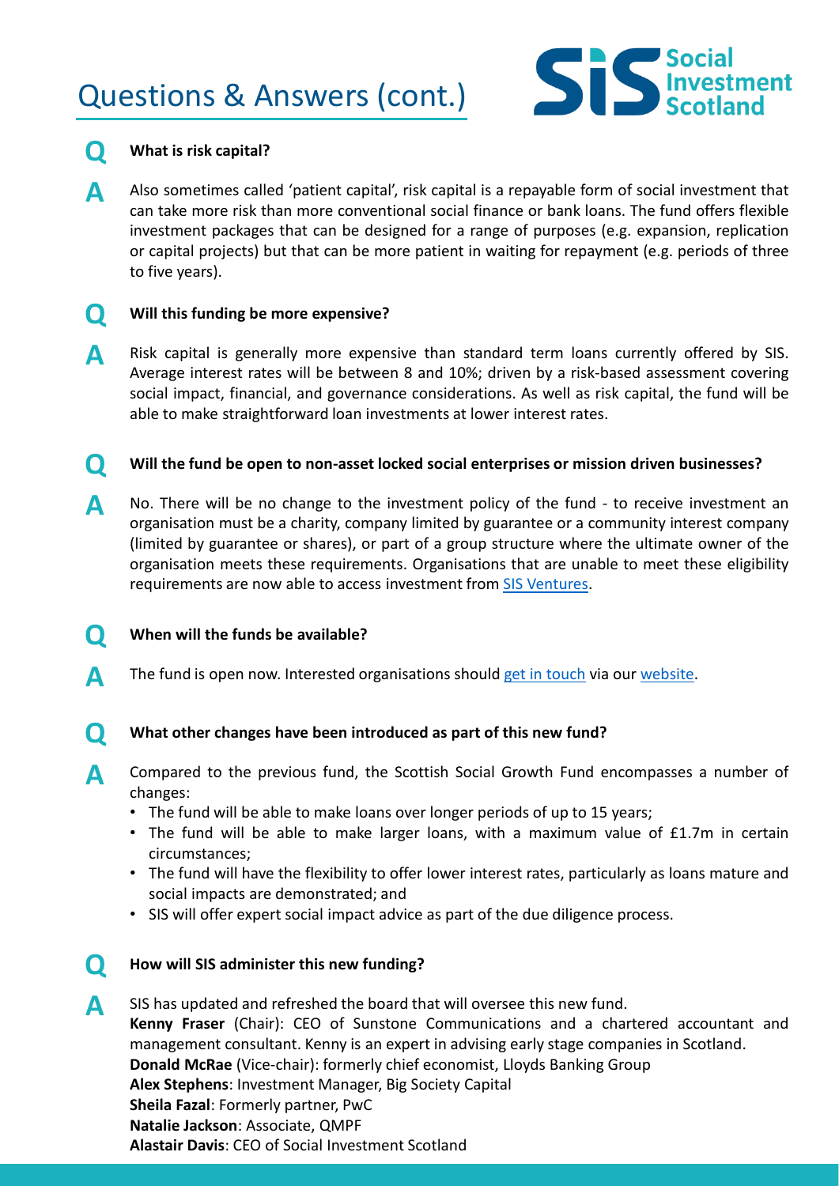# Questions & Answers (cont.)

**Q** **What is risk capital?**

**A** Also sometimes called 'patient capital', risk capital is a repayable form of social investment that can take more risk than more conventional social finance or bank loans. The fund offers flexible investment packages that can be designed for a range of purposes (e.g. expansion, replication or capital projects) but that can be more patient in waiting for repayment (e.g. periods of three to five years).

**Q** **Will this funding be more expensive?**

**A** Risk capital is generally more expensive than standard term loans currently offered by SIS. Average interest rates will be between 8 and 10%; driven by a risk-based assessment covering social impact, financial, and governance considerations. As well as risk capital, the fund will be able to make straightforward loan investments at lower interest rates.

**Q** **Will the fund be open to non-asset locked social enterprises or mission driven businesses?**

**A** No. There will be no change to the investment policy of the fund - to receive investment an organisation must be a charity, company limited by guarantee or a community interest company (limited by guarantee or shares), or part of a group structure where the ultimate owner of the organisation meets these requirements. Organisations that are unable to meet these eligibility requirements are now able to access investment from SIS Ventures.

**Q** **When will the funds be available?**

**A** The fund is open now. Interested organisations should get in touch via our website.

**Q** **What other changes have been introduced as part of this new fund?**

**A** Compared to the previous fund, the Scottish Social Growth Fund encompasses a number of changes:

- The fund will be able to make loans over longer periods of up to 15 years;
- The fund will be able to make larger loans, with a maximum value of £1.7m in certain circumstances;
- The fund will have the flexibility to offer lower interest rates, particularly as loans mature and social impacts are demonstrated; and
- SIS will offer expert social impact advice as part of the due diligence process.

**Q** **How will SIS administer this new funding?**

**A** SIS has updated and refreshed the board that will oversee this new fund.
**Kenny Fraser** (Chair): CEO of Sunstone Communications and a chartered accountant and management consultant. Kenny is an expert in advising early stage companies in Scotland.
**Donald McRae** (Vice-chair): formerly chief economist, Lloyds Banking Group
**Alex Stephens**: Investment Manager, Big Society Capital
**Sheila Fazal**: Formerly partner, PwC
**Natalie Jackson**: Associate, QMPF
**Alastair Davis**: CEO of Social Investment Scotland